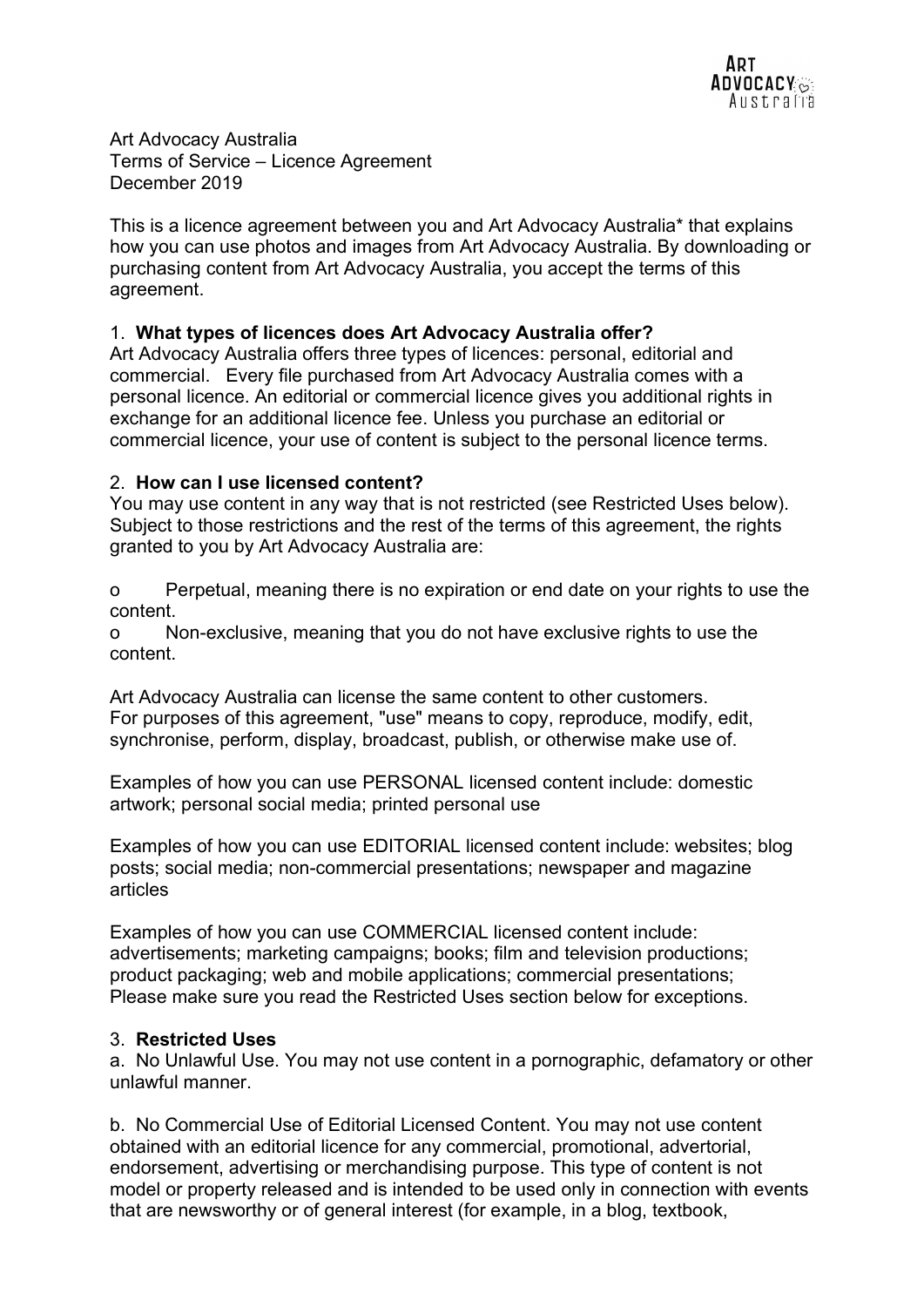Art Advocacy Australia
Terms of Service – Licence Agreement
December 2019

This is a licence agreement between you and Art Advocacy Australia* that explains how you can use photos and images from Art Advocacy Australia. By downloading or purchasing content from Art Advocacy Australia, you accept the terms of this agreement.

1. **What types of licences does Art Advocacy Australia offer?**
Art Advocacy Australia offers three types of licences: personal, editorial and commercial. Every file purchased from Art Advocacy Australia comes with a personal licence. An editorial or commercial licence gives you additional rights in exchange for an additional licence fee. Unless you purchase an editorial or commercial licence, your use of content is subject to the personal licence terms.

2. **How can I use licensed content?**
You may use content in any way that is not restricted (see Restricted Uses below). Subject to those restrictions and the rest of the terms of this agreement, the rights granted to you by Art Advocacy Australia are:

- Perpetual, meaning there is no expiration or end date on your rights to use the content.
- Non-exclusive, meaning that you do not have exclusive rights to use the content.

Art Advocacy Australia can license the same content to other customers.
For purposes of this agreement, "use" means to copy, reproduce, modify, edit, synchronise, perform, display, broadcast, publish, or otherwise make use of.

Examples of how you can use PERSONAL licensed content include: domestic artwork; personal social media; printed personal use

Examples of how you can use EDITORIAL licensed content include: websites; blog posts; social media; non-commercial presentations; newspaper and magazine articles

Examples of how you can use COMMERCIAL licensed content include: advertisements; marketing campaigns; books; film and television productions; product packaging; web and mobile applications; commercial presentations;
Please make sure you read the Restricted Uses section below for exceptions.

3. **Restricted Uses**

a. No Unlawful Use. You may not use content in a pornographic, defamatory or other unlawful manner.

b. No Commercial Use of Editorial Licensed Content. You may not use content obtained with an editorial licence for any commercial, promotional, advertorial, endorsement, advertising or merchandising purpose. This type of content is not model or property released and is intended to be used only in connection with events that are newsworthy or of general interest (for example, in a blog, textbook,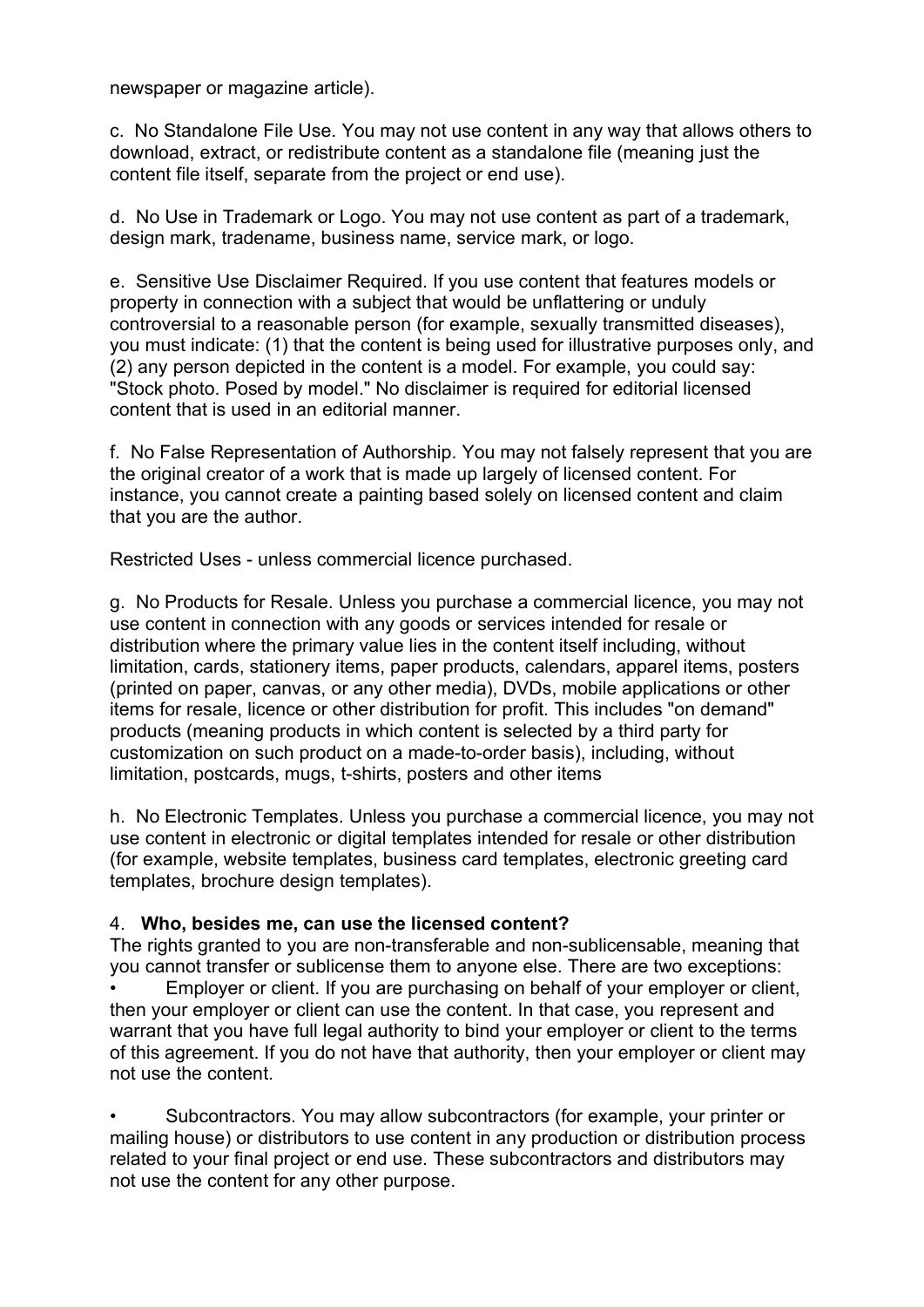newspaper or magazine article).

c. No Standalone File Use. You may not use content in any way that allows others to download, extract, or redistribute content as a standalone file (meaning just the content file itself, separate from the project or end use).

d. No Use in Trademark or Logo. You may not use content as part of a trademark, design mark, tradename, business name, service mark, or logo.

e. Sensitive Use Disclaimer Required. If you use content that features models or property in connection with a subject that would be unflattering or unduly controversial to a reasonable person (for example, sexually transmitted diseases), you must indicate: (1) that the content is being used for illustrative purposes only, and (2) any person depicted in the content is a model. For example, you could say: "Stock photo. Posed by model." No disclaimer is required for editorial licensed content that is used in an editorial manner.

f. No False Representation of Authorship. You may not falsely represent that you are the original creator of a work that is made up largely of licensed content. For instance, you cannot create a painting based solely on licensed content and claim that you are the author.

Restricted Uses - unless commercial licence purchased.

g. No Products for Resale. Unless you purchase a commercial licence, you may not use content in connection with any goods or services intended for resale or distribution where the primary value lies in the content itself including, without limitation, cards, stationery items, paper products, calendars, apparel items, posters (printed on paper, canvas, or any other media), DVDs, mobile applications or other items for resale, licence or other distribution for profit. This includes "on demand" products (meaning products in which content is selected by a third party for customization on such product on a made-to-order basis), including, without limitation, postcards, mugs, t-shirts, posters and other items

h. No Electronic Templates. Unless you purchase a commercial licence, you may not use content in electronic or digital templates intended for resale or other distribution (for example, website templates, business card templates, electronic greeting card templates, brochure design templates).

4. **Who, besides me, can use the licensed content?**

The rights granted to you are non-transferable and non-sublicensable, meaning that you cannot transfer or sublicense them to anyone else. There are two exceptions:

- Employer or client. If you are purchasing on behalf of your employer or client, then your employer or client can use the content. In that case, you represent and warrant that you have full legal authority to bind your employer or client to the terms of this agreement. If you do not have that authority, then your employer or client may not use the content.

- Subcontractors. You may allow subcontractors (for example, your printer or mailing house) or distributors to use content in any production or distribution process related to your final project or end use. These subcontractors and distributors may not use the content for any other purpose.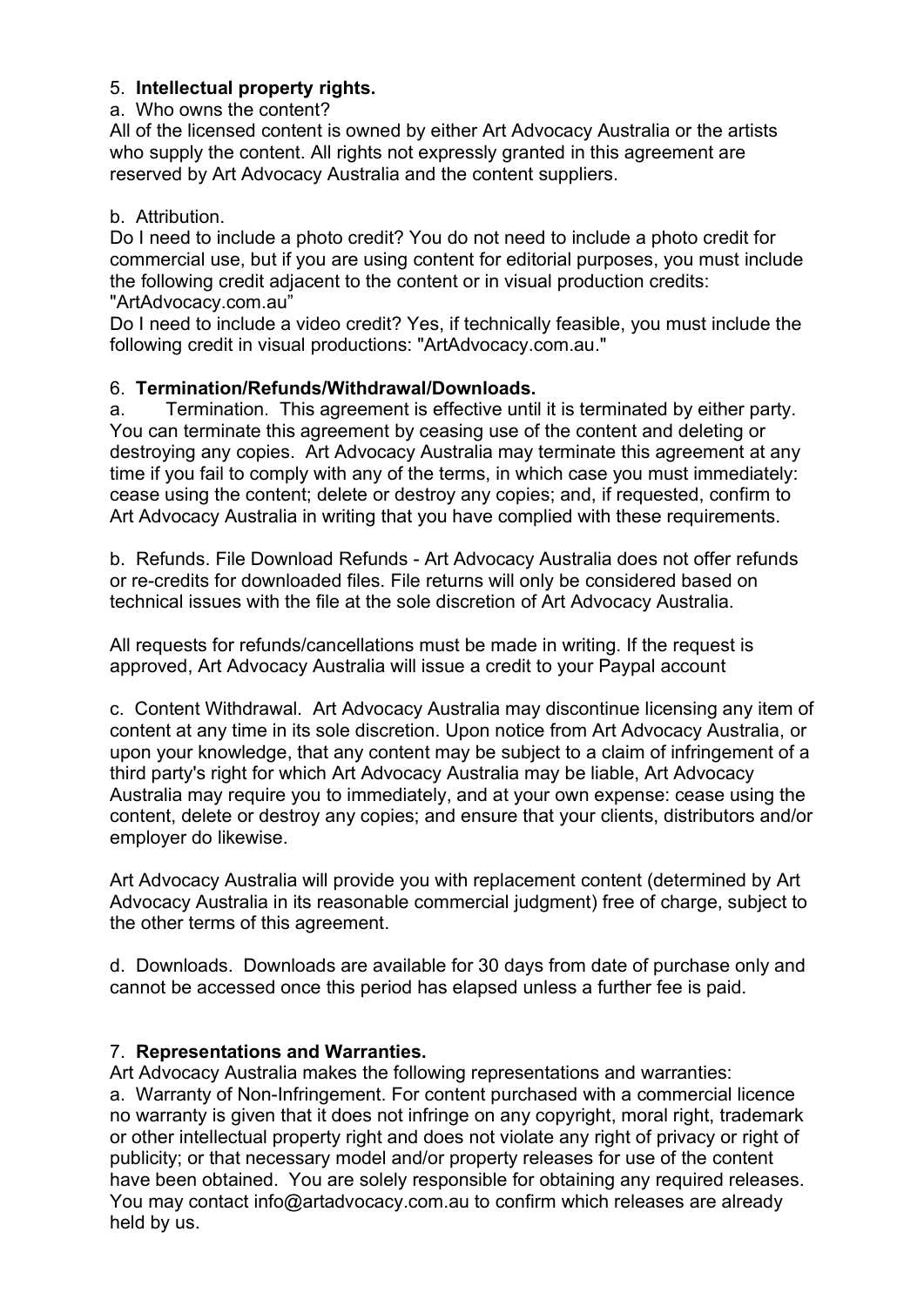5. **Intellectual property rights.**

a. Who owns the content?

All of the licensed content is owned by either Art Advocacy Australia or the artists who supply the content. All rights not expressly granted in this agreement are reserved by Art Advocacy Australia and the content suppliers.

b. Attribution.

Do I need to include a photo credit? You do not need to include a photo credit for commercial use, but if you are using content for editorial purposes, you must include the following credit adjacent to the content or in visual production credits: "ArtAdvocacy.com.au"

Do I need to include a video credit? Yes, if technically feasible, you must include the following credit in visual productions: "ArtAdvocacy.com.au."

6. **Termination/Refunds/Withdrawal/Downloads.**

a. Termination. This agreement is effective until it is terminated by either party. You can terminate this agreement by ceasing use of the content and deleting or destroying any copies. Art Advocacy Australia may terminate this agreement at any time if you fail to comply with any of the terms, in which case you must immediately: cease using the content; delete or destroy any copies; and, if requested, confirm to Art Advocacy Australia in writing that you have complied with these requirements.

b. Refunds. File Download Refunds - Art Advocacy Australia does not offer refunds or re-credits for downloaded files. File returns will only be considered based on technical issues with the file at the sole discretion of Art Advocacy Australia.

All requests for refunds/cancellations must be made in writing. If the request is approved, Art Advocacy Australia will issue a credit to your Paypal account

c. Content Withdrawal. Art Advocacy Australia may discontinue licensing any item of content at any time in its sole discretion. Upon notice from Art Advocacy Australia, or upon your knowledge, that any content may be subject to a claim of infringement of a third party's right for which Art Advocacy Australia may be liable, Art Advocacy Australia may require you to immediately, and at your own expense: cease using the content, delete or destroy any copies; and ensure that your clients, distributors and/or employer do likewise.

Art Advocacy Australia will provide you with replacement content (determined by Art Advocacy Australia in its reasonable commercial judgment) free of charge, subject to the other terms of this agreement.

d. Downloads. Downloads are available for 30 days from date of purchase only and cannot be accessed once this period has elapsed unless a further fee is paid.

7. **Representations and Warranties.**

Art Advocacy Australia makes the following representations and warranties:

a. Warranty of Non-Infringement. For content purchased with a commercial licence no warranty is given that it does not infringe on any copyright, moral right, trademark or other intellectual property right and does not violate any right of privacy or right of publicity; or that necessary model and/or property releases for use of the content have been obtained. You are solely responsible for obtaining any required releases. You may contact info@artadvocacy.com.au to confirm which releases are already held by us.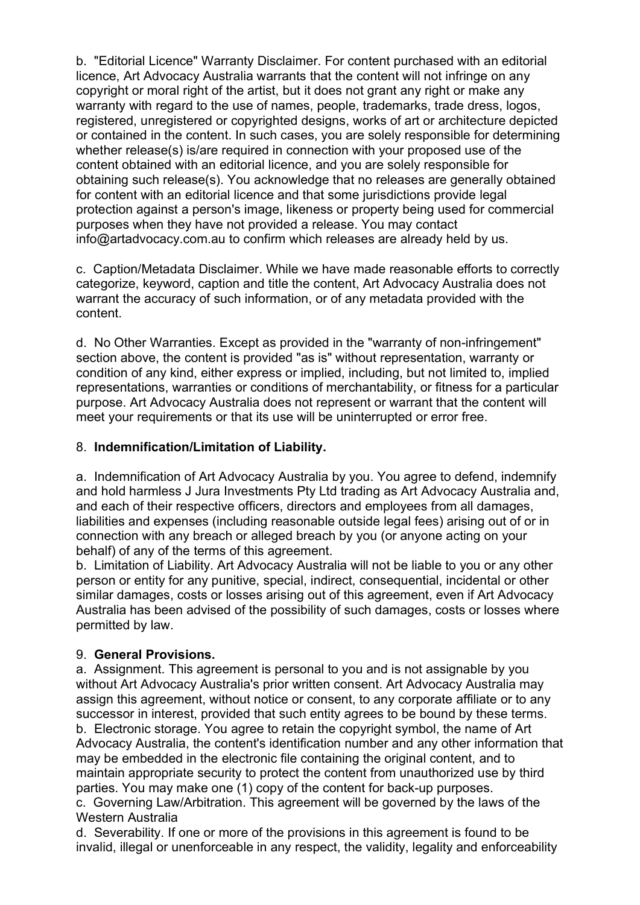b. "Editorial Licence" Warranty Disclaimer. For content purchased with an editorial licence, Art Advocacy Australia warrants that the content will not infringe on any copyright or moral right of the artist, but it does not grant any right or make any warranty with regard to the use of names, people, trademarks, trade dress, logos, registered, unregistered or copyrighted designs, works of art or architecture depicted or contained in the content. In such cases, you are solely responsible for determining whether release(s) is/are required in connection with your proposed use of the content obtained with an editorial licence, and you are solely responsible for obtaining such release(s). You acknowledge that no releases are generally obtained for content with an editorial licence and that some jurisdictions provide legal protection against a person's image, likeness or property being used for commercial purposes when they have not provided a release. You may contact info@artadvocacy.com.au to confirm which releases are already held by us.

c. Caption/Metadata Disclaimer. While we have made reasonable efforts to correctly categorize, keyword, caption and title the content, Art Advocacy Australia does not warrant the accuracy of such information, or of any metadata provided with the content.

d. No Other Warranties. Except as provided in the "warranty of non-infringement" section above, the content is provided "as is" without representation, warranty or condition of any kind, either express or implied, including, but not limited to, implied representations, warranties or conditions of merchantability, or fitness for a particular purpose. Art Advocacy Australia does not represent or warrant that the content will meet your requirements or that its use will be uninterrupted or error free.

8. **Indemnification/Limitation of Liability.**

a. Indemnification of Art Advocacy Australia by you. You agree to defend, indemnify and hold harmless J Jura Investments Pty Ltd trading as Art Advocacy Australia and, and each of their respective officers, directors and employees from all damages, liabilities and expenses (including reasonable outside legal fees) arising out of or in connection with any breach or alleged breach by you (or anyone acting on your behalf) of any of the terms of this agreement.
b. Limitation of Liability. Art Advocacy Australia will not be liable to you or any other person or entity for any punitive, special, indirect, consequential, incidental or other similar damages, costs or losses arising out of this agreement, even if Art Advocacy Australia has been advised of the possibility of such damages, costs or losses where permitted by law.

9. **General Provisions.**
a. Assignment. This agreement is personal to you and is not assignable by you without Art Advocacy Australia's prior written consent. Art Advocacy Australia may assign this agreement, without notice or consent, to any corporate affiliate or to any successor in interest, provided that such entity agrees to be bound by these terms.
b. Electronic storage. You agree to retain the copyright symbol, the name of Art Advocacy Australia, the content's identification number and any other information that may be embedded in the electronic file containing the original content, and to maintain appropriate security to protect the content from unauthorized use by third parties. You may make one (1) copy of the content for back-up purposes.
c. Governing Law/Arbitration. This agreement will be governed by the laws of the Western Australia
d. Severability. If one or more of the provisions in this agreement is found to be invalid, illegal or unenforceable in any respect, the validity, legality and enforceability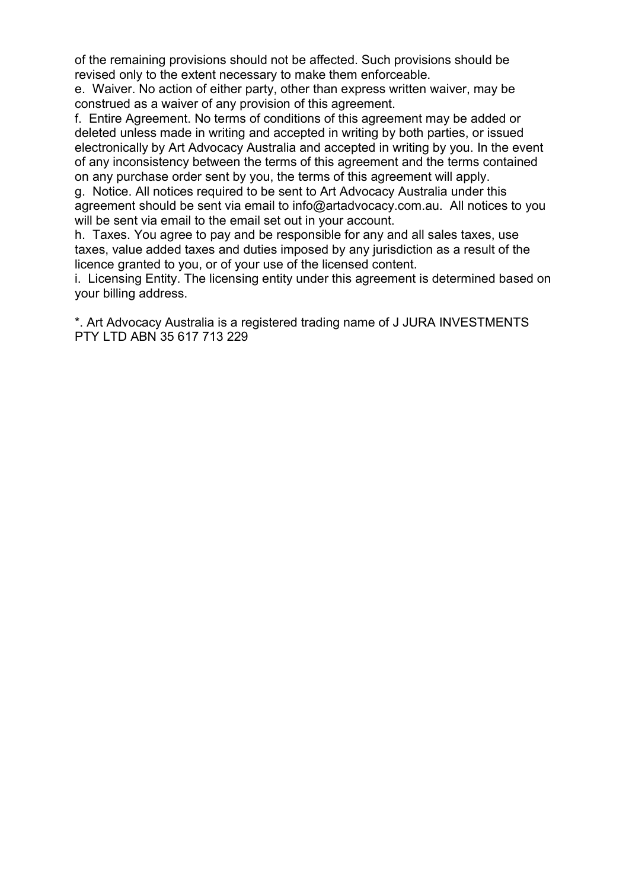of the remaining provisions should not be affected. Such provisions should be revised only to the extent necessary to make them enforceable.

e. Waiver. No action of either party, other than express written waiver, may be construed as a waiver of any provision of this agreement.

f. Entire Agreement. No terms of conditions of this agreement may be added or deleted unless made in writing and accepted in writing by both parties, or issued electronically by Art Advocacy Australia and accepted in writing by you. In the event of any inconsistency between the terms of this agreement and the terms contained on any purchase order sent by you, the terms of this agreement will apply.

g. Notice. All notices required to be sent to Art Advocacy Australia under this agreement should be sent via email to info@artadvocacy.com.au. All notices to you will be sent via email to the email set out in your account.

h. Taxes. You agree to pay and be responsible for any and all sales taxes, use taxes, value added taxes and duties imposed by any jurisdiction as a result of the licence granted to you, or of your use of the licensed content.

i. Licensing Entity. The licensing entity under this agreement is determined based on your billing address.

*. Art Advocacy Australia is a registered trading name of J JURA INVESTMENTS PTY LTD ABN 35 617 713 229